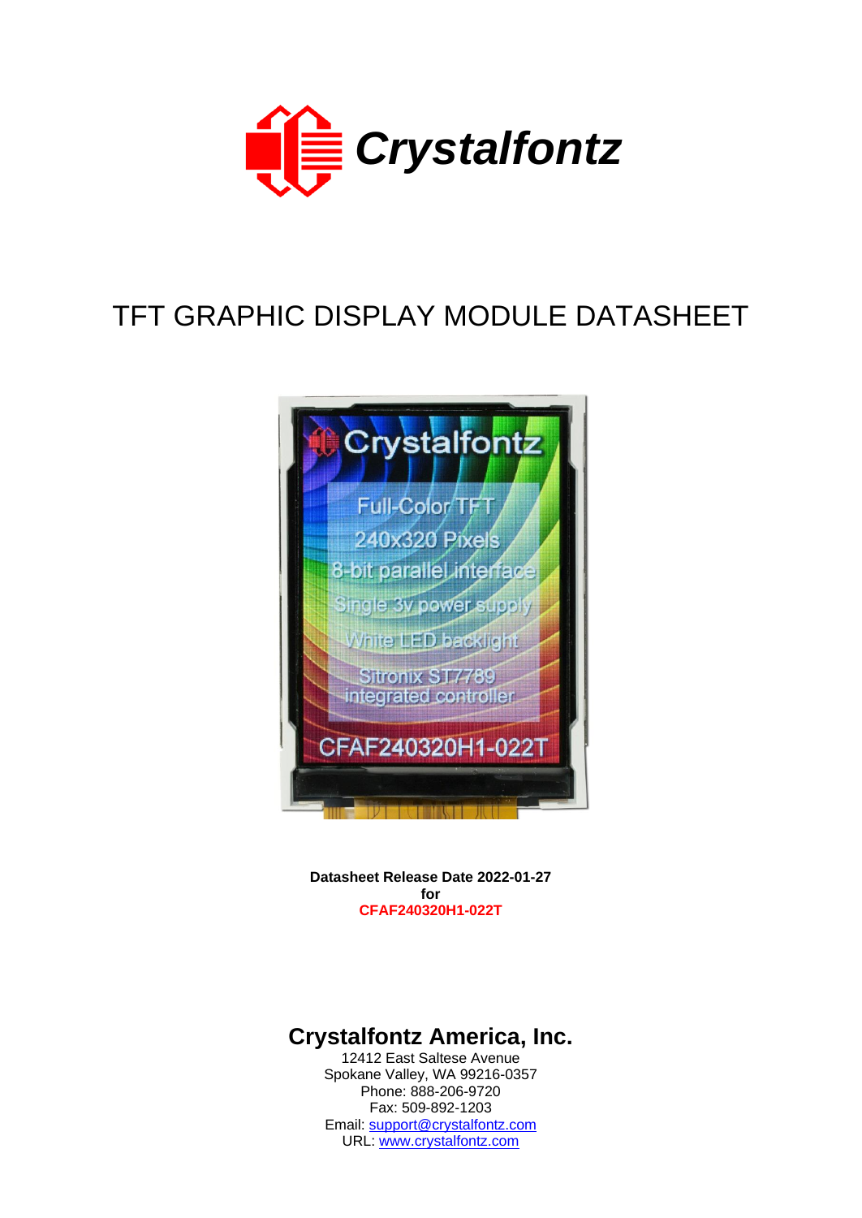Crystalfontz

# TFT GRAPHIC DISPLAY MODULE DATASHEET

**Datasheet Release Date 2022-01-27**
**for**
**CFAF240320H1-022T**

## Crystalfontz America, Inc.

12412 East Saltese Avenue
Spokane Valley, WA 99216-0357
Phone: 888-206-9720
Fax: 509-892-1203
Email: support@crystalfontz.com
URL: www.crystalfontz.com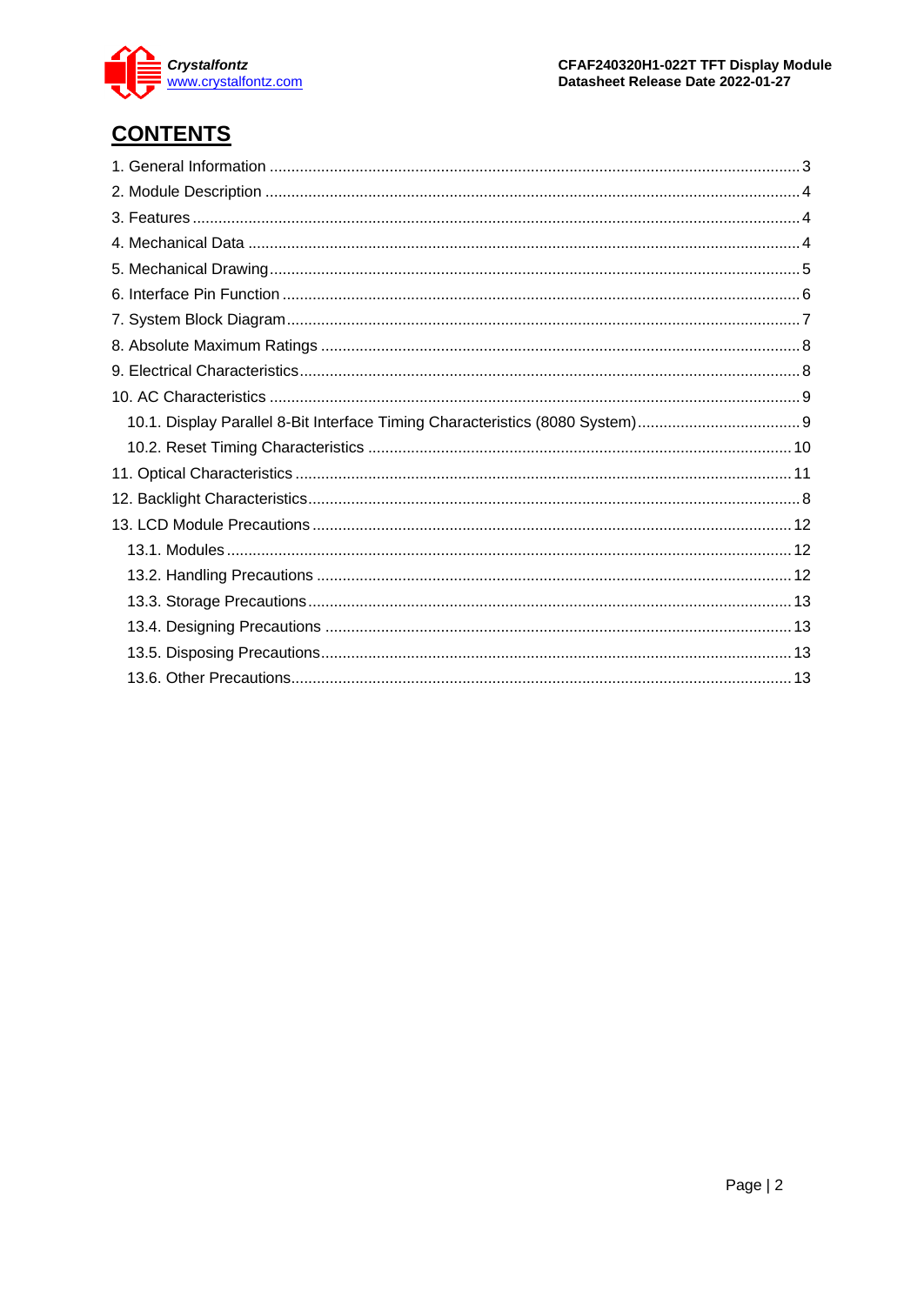# CONTENTS

1. General Information ............................................................ 3
2. Module Description ............................................................ 4
3. Features ............................................................ 4
4. Mechanical Data ............................................................ 4
5. Mechanical Drawing ............................................................ 5
6. Interface Pin Function ............................................................ 6
7. System Block Diagram ............................................................ 7
8. Absolute Maximum Ratings ............................................................ 8
9. Electrical Characteristics ............................................................ 8
10. AC Characteristics ............................................................ 9
    - 10.1. Display Parallel 8-Bit Interface Timing Characteristics (8080 System) ............................................................ 9
    - 10.2. Reset Timing Characteristics ............................................................ 10
11. Optical Characteristics ............................................................ 11
12. Backlight Characteristics ............................................................ 8
13. LCD Module Precautions ............................................................ 12
    - 13.1. Modules ............................................................ 12
    - 13.2. Handling Precautions ............................................................ 12
    - 13.3. Storage Precautions ............................................................ 13
    - 13.4. Designing Precautions ............................................................ 13
    - 13.5. Disposing Precautions ............................................................ 13
    - 13.6. Other Precautions ............................................................ 13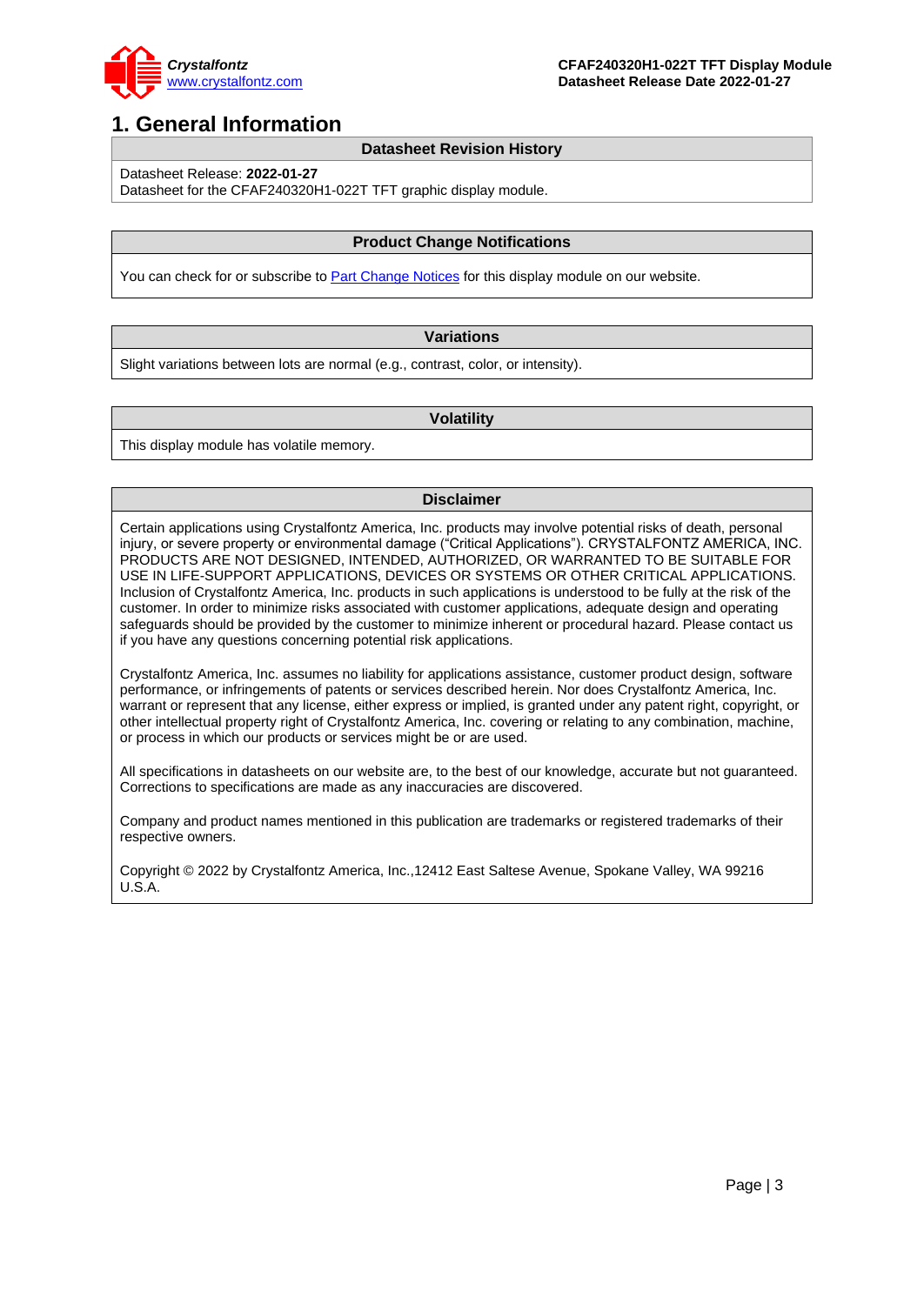# 1. General Information

| Datasheet Revision History |
|---|
| Datasheet Release: **2022-01-27**<br>Datasheet for the CFAF240320H1-022T TFT graphic display module. |

| Product Change Notifications |
|---|
| You can check for or subscribe to Part Change Notices for this display module on our website. |

| Variations |
|---|
| Slight variations between lots are normal (e.g., contrast, color, or intensity). |

| Volatility |
|---|
| This display module has volatile memory. |

| Disclaimer |
|---|
| Certain applications using Crystalfontz America, Inc. products may involve potential risks of death, personal injury, or severe property or environmental damage (“Critical Applications”). CRYSTALFONTZ AMERICA, INC. PRODUCTS ARE NOT DESIGNED, INTENDED, AUTHORIZED, OR WARRANTED TO BE SUITABLE FOR USE IN LIFE-SUPPORT APPLICATIONS, DEVICES OR SYSTEMS OR OTHER CRITICAL APPLICATIONS. Inclusion of Crystalfontz America, Inc. products in such applications is understood to be fully at the risk of the customer. In order to minimize risks associated with customer applications, adequate design and operating safeguards should be provided by the customer to minimize inherent or procedural hazard. Please contact us if you have any questions concerning potential risk applications.<br><br>Crystalfontz America, Inc. assumes no liability for applications assistance, customer product design, software performance, or infringements of patents or services described herein. Nor does Crystalfontz America, Inc. warrant or represent that any license, either express or implied, is granted under any patent right, copyright, or other intellectual property right of Crystalfontz America, Inc. covering or relating to any combination, machine, or process in which our products or services might be or are used.<br><br>All specifications in datasheets on our website are, to the best of our knowledge, accurate but not guaranteed. Corrections to specifications are made as any inaccuracies are discovered.<br><br>Company and product names mentioned in this publication are trademarks or registered trademarks of their respective owners.<br><br>Copyright © 2022 by Crystalfontz America, Inc.,12412 East Saltese Avenue, Spokane Valley, WA 99216 U.S.A. |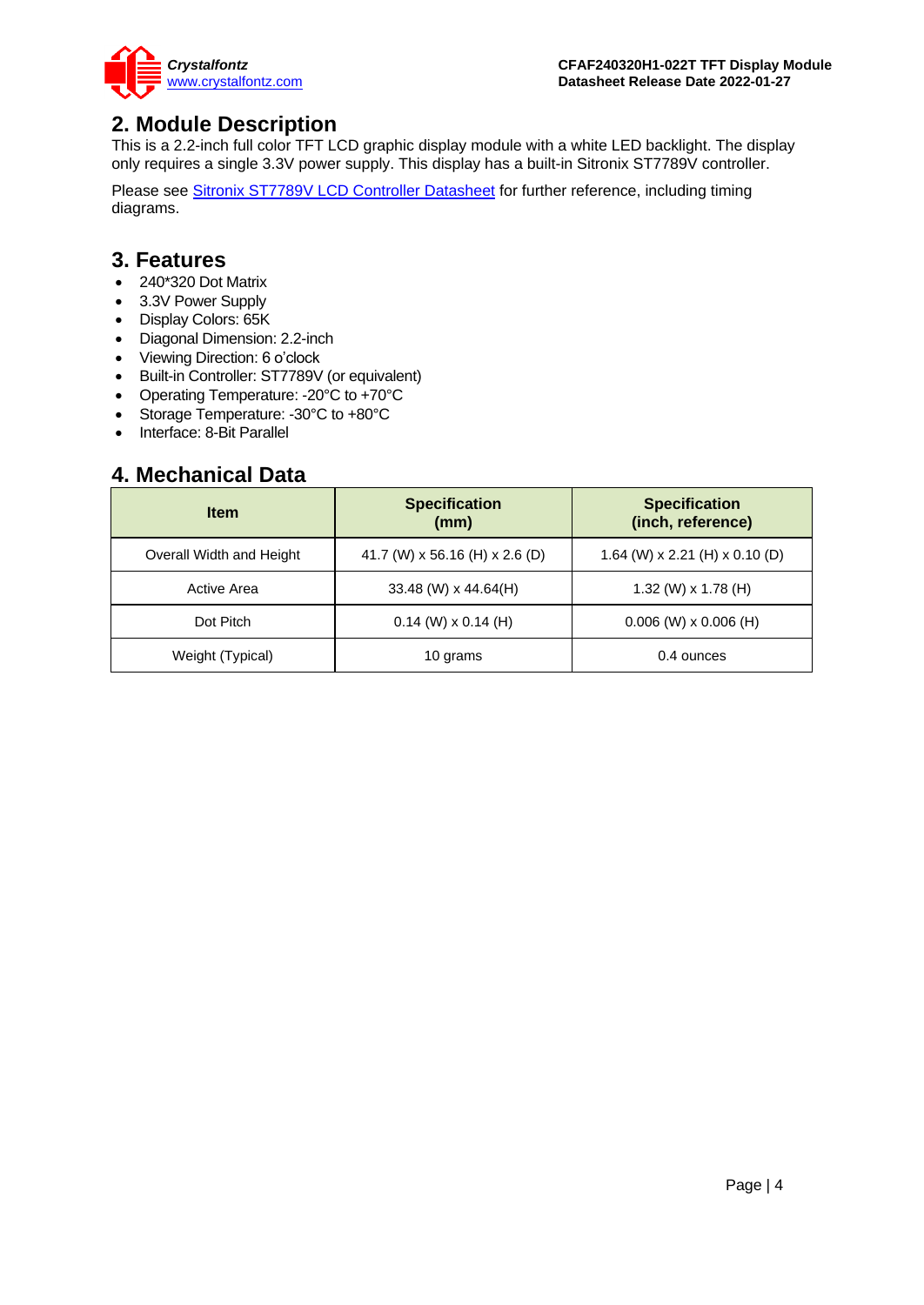## 2. Module Description

This is a 2.2-inch full color TFT LCD graphic display module with a white LED backlight. The display only requires a single 3.3V power supply. This display has a built-in Sitronix ST7789V controller.

Please see [Sitronix ST7789V LCD Controller Datasheet] for further reference, including timing diagrams.

## 3. Features

- 240*320 Dot Matrix
- 3.3V Power Supply
- Display Colors: 65K
- Diagonal Dimension: 2.2-inch
- Viewing Direction: 6 o'clock
- Built-in Controller: ST7789V (or equivalent)
- Operating Temperature: -20°C to +70°C
- Storage Temperature: -30°C to +80°C
- Interface: 8-Bit Parallel

## 4. Mechanical Data

| Item | Specification (mm) | Specification (inch, reference) |
|---|---|---|
| Overall Width and Height | 41.7 (W) x 56.16 (H) x 2.6 (D) | 1.64 (W) x 2.21 (H) x 0.10 (D) |
| Active Area | 33.48 (W) x 44.64(H) | 1.32 (W) x 1.78 (H) |
| Dot Pitch | 0.14 (W) x 0.14 (H) | 0.006 (W) x 0.006 (H) |
| Weight (Typical) | 10 grams | 0.4 ounces |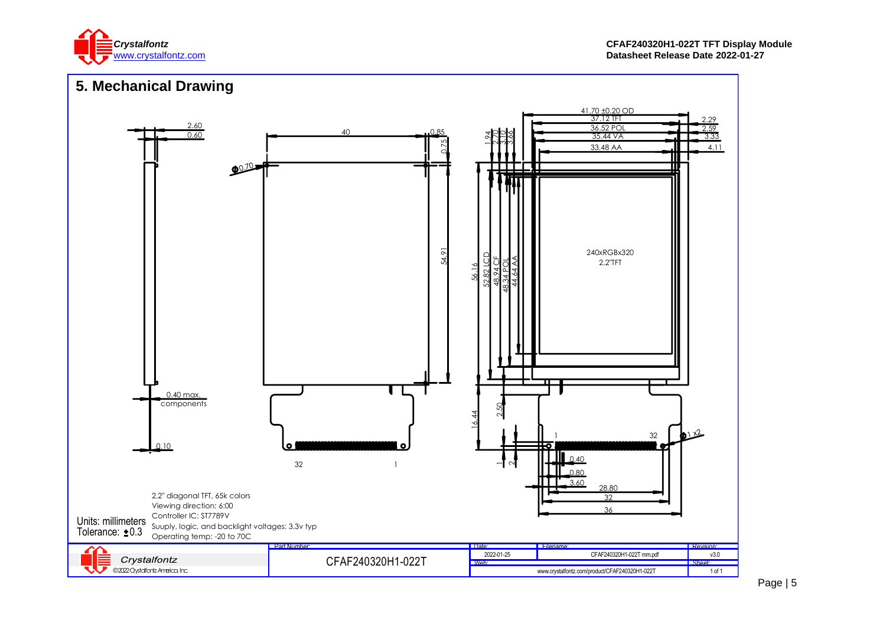## 5. Mechanical Drawing

2.2" diagonal TFT, 65k colors
Viewing direction: 6:00
Controller IC: ST7789V
Suuply, logic, and backlight voltages: 3.3v typ
Operating temp: -20 to 70C

Units: millimeters
Tolerance: ±0.3

| Part Number: | Date: | Filename: | Revision: |
|---|---|---|---|
| CFAF240320H1-022T | 2022-01-25 | CFAF240320H1-022T mm.pdf | v3.0 |
| | Web: | | Sheet: |
| | www.crystalfontz.com/product/CFAF240320H1-022T | | 1 of 1 |

Crystalfontz
©2022 Crystalfontz America, Inc.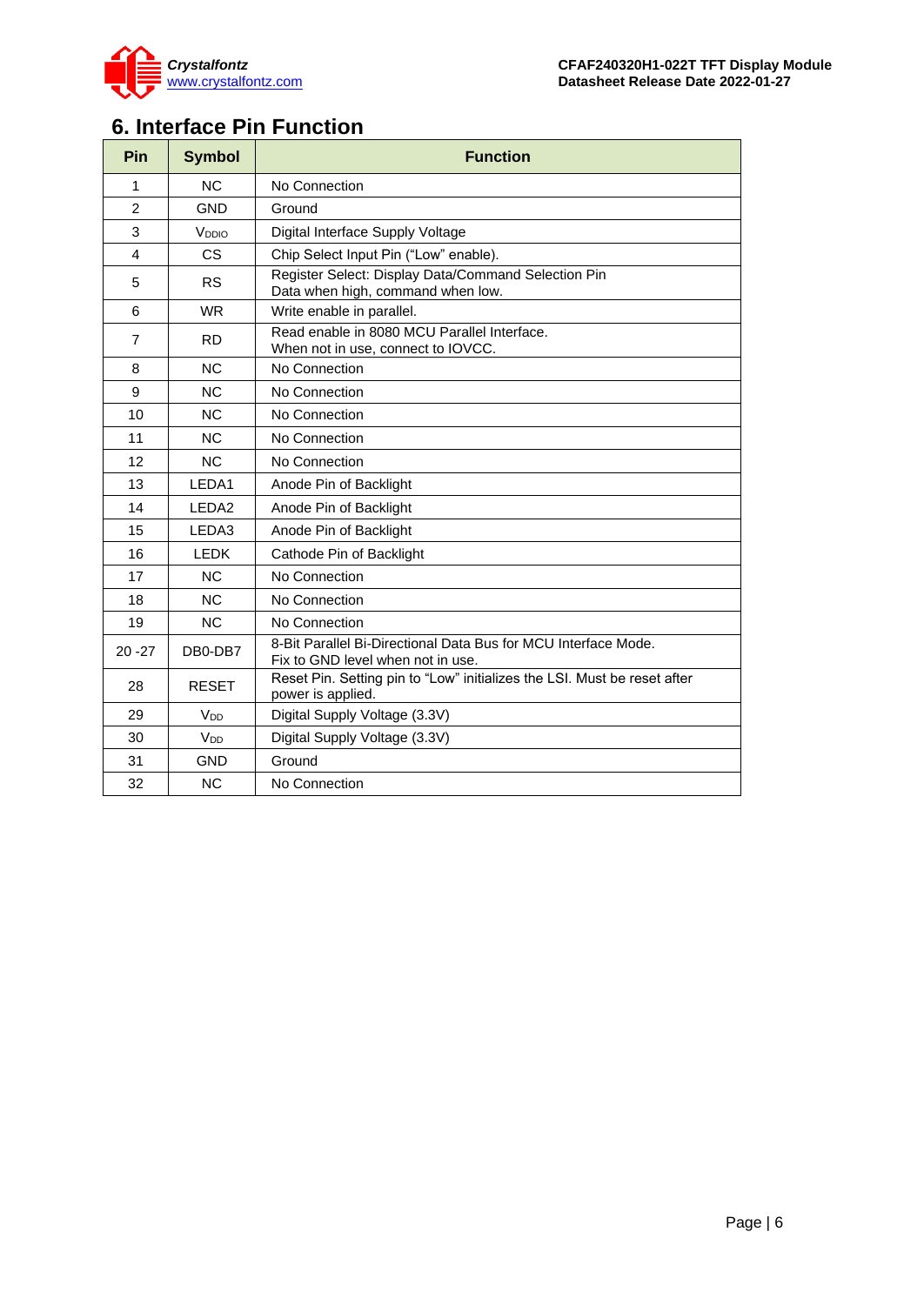# 6. Interface Pin Function

| Pin | Symbol | Function |
|---|---|---|
| 1 | NC | No Connection |
| 2 | GND | Ground |
| 3 | $V_{DDIO}$ | Digital Interface Supply Voltage |
| 4 | CS | Chip Select Input Pin (“Low” enable). |
| 5 | RS | Register Select: Display Data/Command Selection Pin<br>Data when high, command when low. |
| 6 | WR | Write enable in parallel. |
| 7 | RD | Read enable in 8080 MCU Parallel Interface.<br>When not in use, connect to IOVCC. |
| 8 | NC | No Connection |
| 9 | NC | No Connection |
| 10 | NC | No Connection |
| 11 | NC | No Connection |
| 12 | NC | No Connection |
| 13 | LEDA1 | Anode Pin of Backlight |
| 14 | LEDA2 | Anode Pin of Backlight |
| 15 | LEDA3 | Anode Pin of Backlight |
| 16 | LEDK | Cathode Pin of Backlight |
| 17 | NC | No Connection |
| 18 | NC | No Connection |
| 19 | NC | No Connection |
| 20 -27 | DB0-DB7 | 8-Bit Parallel Bi-Directional Data Bus for MCU Interface Mode.<br>Fix to GND level when not in use. |
| 28 | RESET | Reset Pin. Setting pin to “Low” initializes the LSI. Must be reset after power is applied. |
| 29 | $V_{DD}$ | Digital Supply Voltage (3.3V) |
| 30 | $V_{DD}$ | Digital Supply Voltage (3.3V) |
| 31 | GND | Ground |
| 32 | NC | No Connection |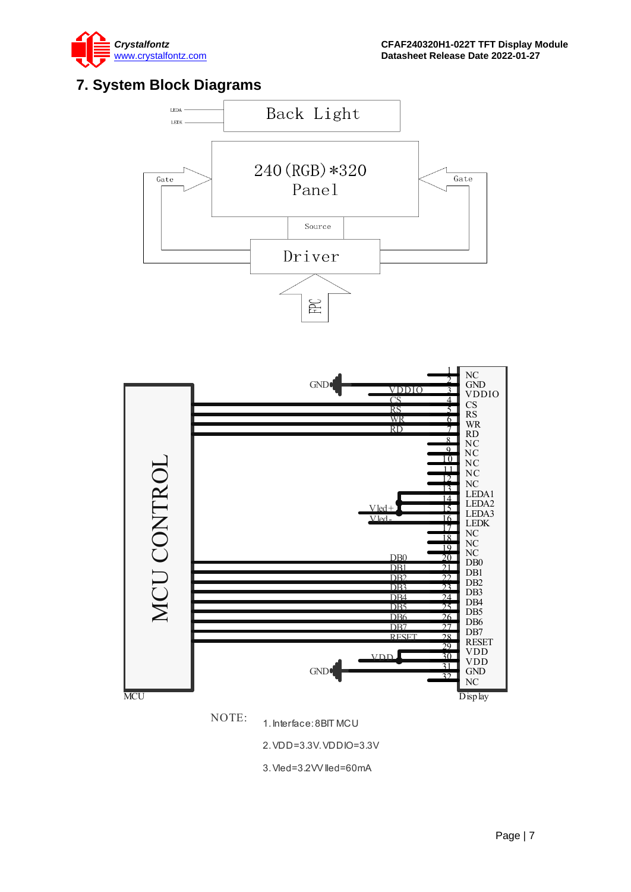# 7. System Block Diagrams

LEDA
LEDK

Back Light

Gate

240(RGB)*320
Panel

Gate

Source

Driver

FPC

| Pin | Display |
|---|---|
| 1 | NC |
| 2 | GND |
| 3 | VDDIO |
| 4 | CS |
| 5 | RS |
| 6 | WR |
| 7 | RD |
| 8 | NC |
| 9 | NC |
| 10 | NC |
| 11 | NC |
| 12 | NC |
| 13 | LEDA1 |
| 14 | LEDA2 |
| 15 | LEDA3 |
| 16 | LEDK |
| 17 | NC |
| 18 | NC |
| 19 | NC |
| 20 | DB0 |
| 21 | DB1 |
| 22 | DB2 |
| 23 | DB3 |
| 24 | DB4 |
| 25 | DB5 |
| 26 | DB6 |
| 27 | DB7 |
| 28 | RESET |
| 29 | VDD |
| 30 | VDD |
| 31 | GND |
| 32 | NC |

MCU CONTROL

GND, VDDIO, CS, RS, WR, RD, Vled+, Vled-, DB0, DB1, DB2, DB3, DB4, DB5, DB6, DB7, RESET, VDD, GND

MCU

Display

NOTE:

1. Interface: 8BIT MCU

2. VDD=3.3V. VDDIO=3.3V

3. Vled=3.2V/ Iled=60mA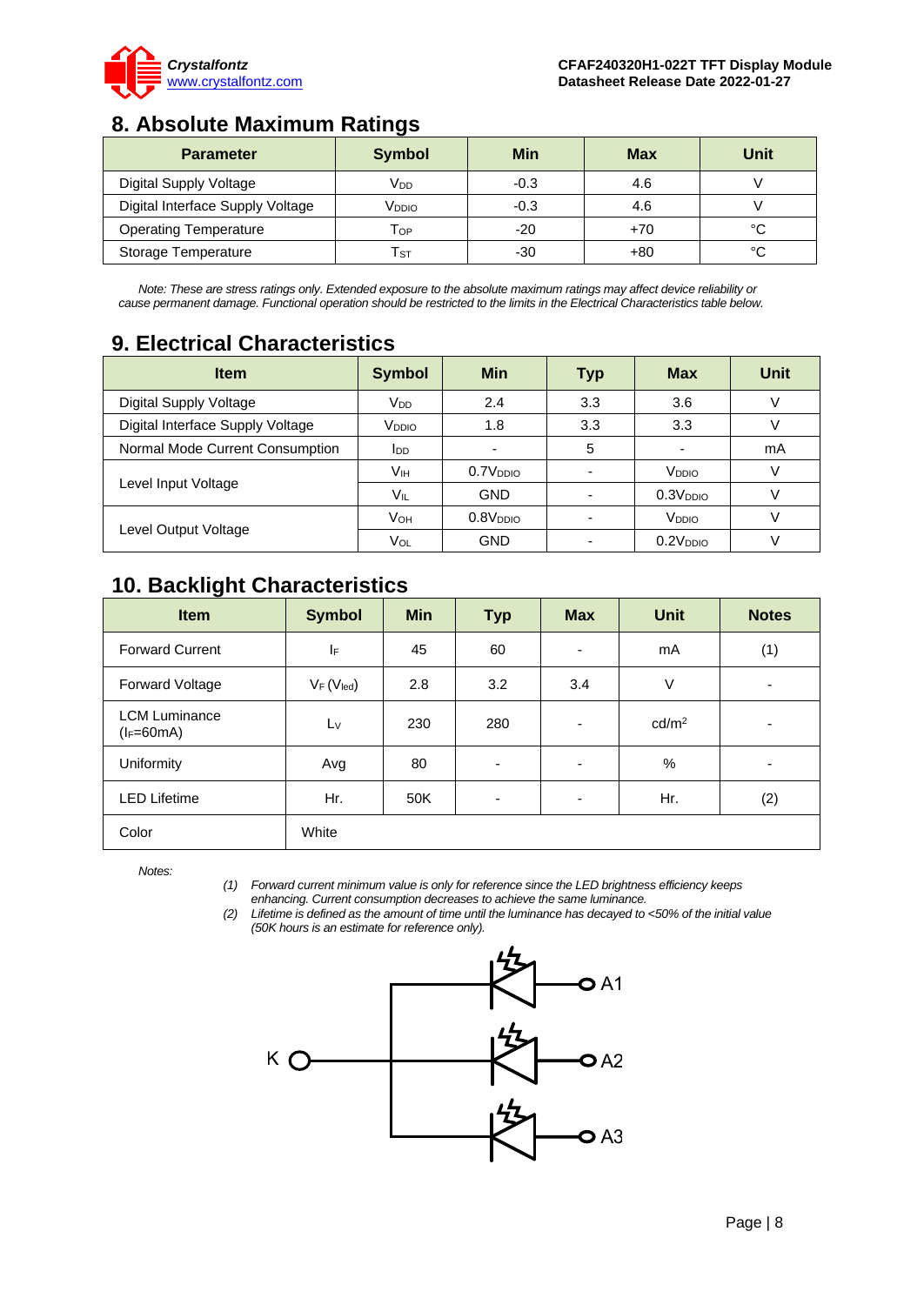## 8. Absolute Maximum Ratings

| Parameter | Symbol | Min | Max | Unit |
|---|---|---|---|---|
| Digital Supply Voltage | $V_{DD}$ | -0.3 | 4.6 | V |
| Digital Interface Supply Voltage | $V_{DDIO}$ | -0.3 | 4.6 | V |
| Operating Temperature | $T_{OP}$ | -20 | +70 | °C |
| Storage Temperature | $T_{ST}$ | -30 | +80 | °C |

*Note: These are stress ratings only. Extended exposure to the absolute maximum ratings may affect device reliability or cause permanent damage. Functional operation should be restricted to the limits in the Electrical Characteristics table below.*

## 9. Electrical Characteristics

| Item | Symbol | Min | Typ | Max | Unit |
|---|---|---|---|---|---|
| Digital Supply Voltage | $V_{DD}$ | 2.4 | 3.3 | 3.6 | V |
| Digital Interface Supply Voltage | $V_{DDIO}$ | 1.8 | 3.3 | 3.3 | V |
| Normal Mode Current Consumption | $I_{DD}$ | - | 5 | - | mA |
| Level Input Voltage | $V_{IH}$ | $0.7V_{DDIO}$ | - | $V_{DDIO}$ | V |
| | $V_{IL}$ | GND | - | $0.3V_{DDIO}$ | V |
| Level Output Voltage | $V_{OH}$ | $0.8V_{DDIO}$ | - | $V_{DDIO}$ | V |
| | $V_{OL}$ | GND | - | $0.2V_{DDIO}$ | V |

## 10. Backlight Characteristics

| Item | Symbol | Min | Typ | Max | Unit | Notes |
|---|---|---|---|---|---|---|
| Forward Current | $I_F$ | 45 | 60 | - | mA | (1) |
| Forward Voltage | $V_F$ ($V_{led}$) | 2.8 | 3.2 | 3.4 | V | - |
| LCM Luminance ($I_F$=60mA) | $L_V$ | 230 | 280 | - | cd/m² | - |
| Uniformity | Avg | 80 | - | - | % | - |
| LED Lifetime | Hr. | 50K | - | - | Hr. | (2) |
| Color | White | | | | | |

*Notes:*

*(1) Forward current minimum value is only for reference since the LED brightness efficiency keeps enhancing. Current consumption decreases to achieve the same luminance.*

*(2) Lifetime is defined as the amount of time until the luminance has decayed to <50% of the initial value (50K hours is an estimate for reference only).*

K A1 A2 A3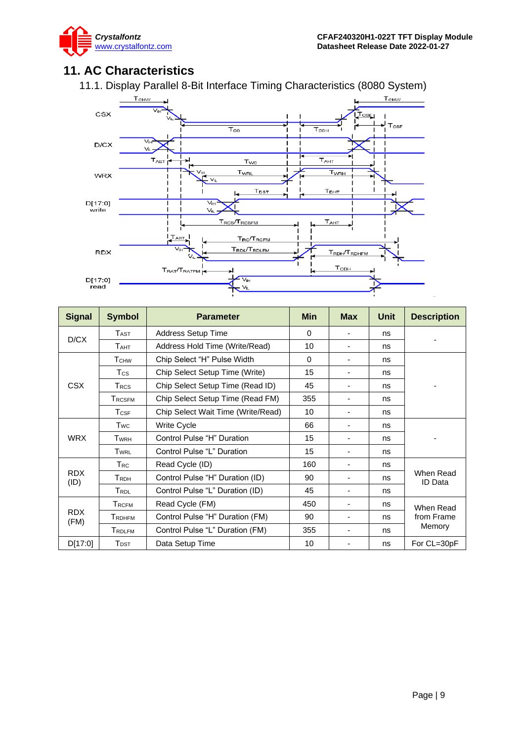# 11. AC Characteristics

## 11.1. Display Parallel 8-Bit Interface Timing Characteristics (8080 System)

| Signal | Symbol | Parameter | Min | Max | Unit | Description |
|---|---|---|---|---|---|---|
| D/CX | $T_{AST}$ | Address Setup Time | 0 | - | ns | - |
| | $T_{AHT}$ | Address Hold Time (Write/Read) | 10 | - | ns | |
| CSX | $T_{CHW}$ | Chip Select "H" Pulse Width | 0 | - | ns | - |
| | $T_{CS}$ | Chip Select Setup Time (Write) | 15 | - | ns | |
| | $T_{RCS}$ | Chip Select Setup Time (Read ID) | 45 | - | ns | |
| | $T_{RCSFM}$ | Chip Select Setup Time (Read FM) | 355 | - | ns | |
| | $T_{CSF}$ | Chip Select Wait Time (Write/Read) | 10 | - | ns | |
| WRX | $T_{WC}$ | Write Cycle | 66 | - | ns | - |
| | $T_{WRH}$ | Control Pulse "H" Duration | 15 | - | ns | |
| | $T_{WRL}$ | Control Pulse "L" Duration | 15 | - | ns | |
| RDX (ID) | $T_{RC}$ | Read Cycle (ID) | 160 | - | ns | When Read ID Data |
| | $T_{RDH}$ | Control Pulse "H" Duration (ID) | 90 | - | ns | |
| | $T_{RDL}$ | Control Pulse "L" Duration (ID) | 45 | - | ns | |
| RDX (FM) | $T_{RCFM}$ | Read Cycle (FM) | 450 | - | ns | When Read from Frame Memory |
| | $T_{RDHFM}$ | Control Pulse "H" Duration (FM) | 90 | - | ns | |
| | $T_{RDLFM}$ | Control Pulse "L" Duration (FM) | 355 | - | ns | |
| D[17:0] | $T_{DST}$ | Data Setup Time | 10 | - | ns | For CL=30pF |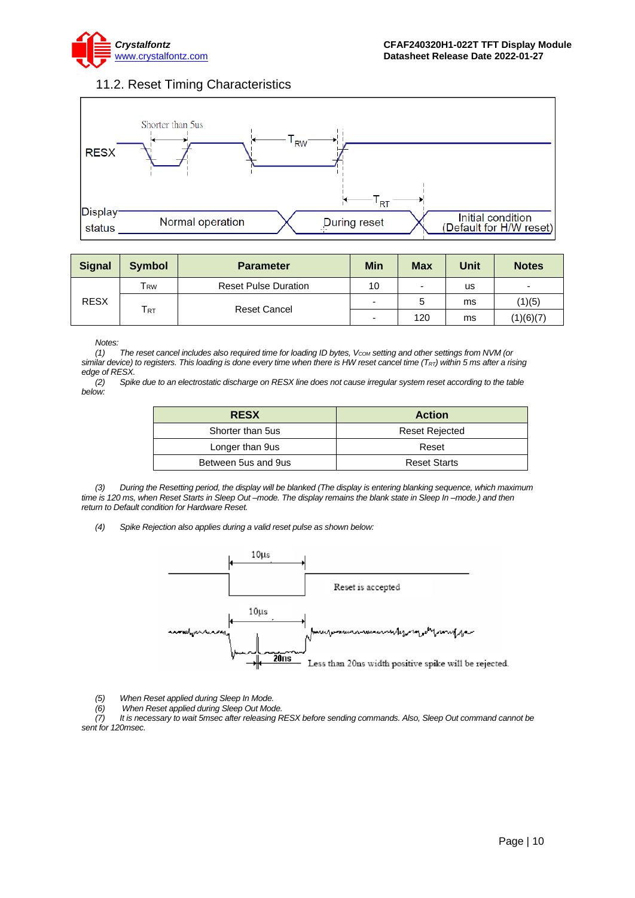## 11.2. Reset Timing Characteristics

| Signal | Symbol | Parameter | Min | Max | Unit | Notes |
|---|---|---|---|---|---|---|
| RESX | $T_{RW}$ | Reset Pulse Duration | 10 | - | us | - |
| | $T_{RT}$ | Reset Cancel | - | 5 | ms | (1)(5) |
| | | | - | 120 | ms | (1)(6)(7) |

*Notes:*

*(1) The reset cancel includes also required time for loading ID bytes, $V_{COM}$ setting and other settings from NVM (or similar device) to registers. This loading is done every time when there is HW reset cancel time ($T_{RT}$) within 5 ms after a rising edge of RESX.*

*(2) Spike due to an electrostatic discharge on RESX line does not cause irregular system reset according to the table below:*

| RESX | Action |
|---|---|
| Shorter than 5us | Reset Rejected |
| Longer than 9us | Reset |
| Between 5us and 9us | Reset Starts |

*(3) During the Resetting period, the display will be blanked (The display is entering blanking sequence, which maximum time is 120 ms, when Reset Starts in Sleep Out –mode. The display remains the blank state in Sleep In –mode.) and then return to Default condition for Hardware Reset.*

*(4) Spike Rejection also applies during a valid reset pulse as shown below:*

*(5) When Reset applied during Sleep In Mode.*

*(6) When Reset applied during Sleep Out Mode.*

*(7) It is necessary to wait 5msec after releasing RESX before sending commands. Also, Sleep Out command cannot be sent for 120msec.*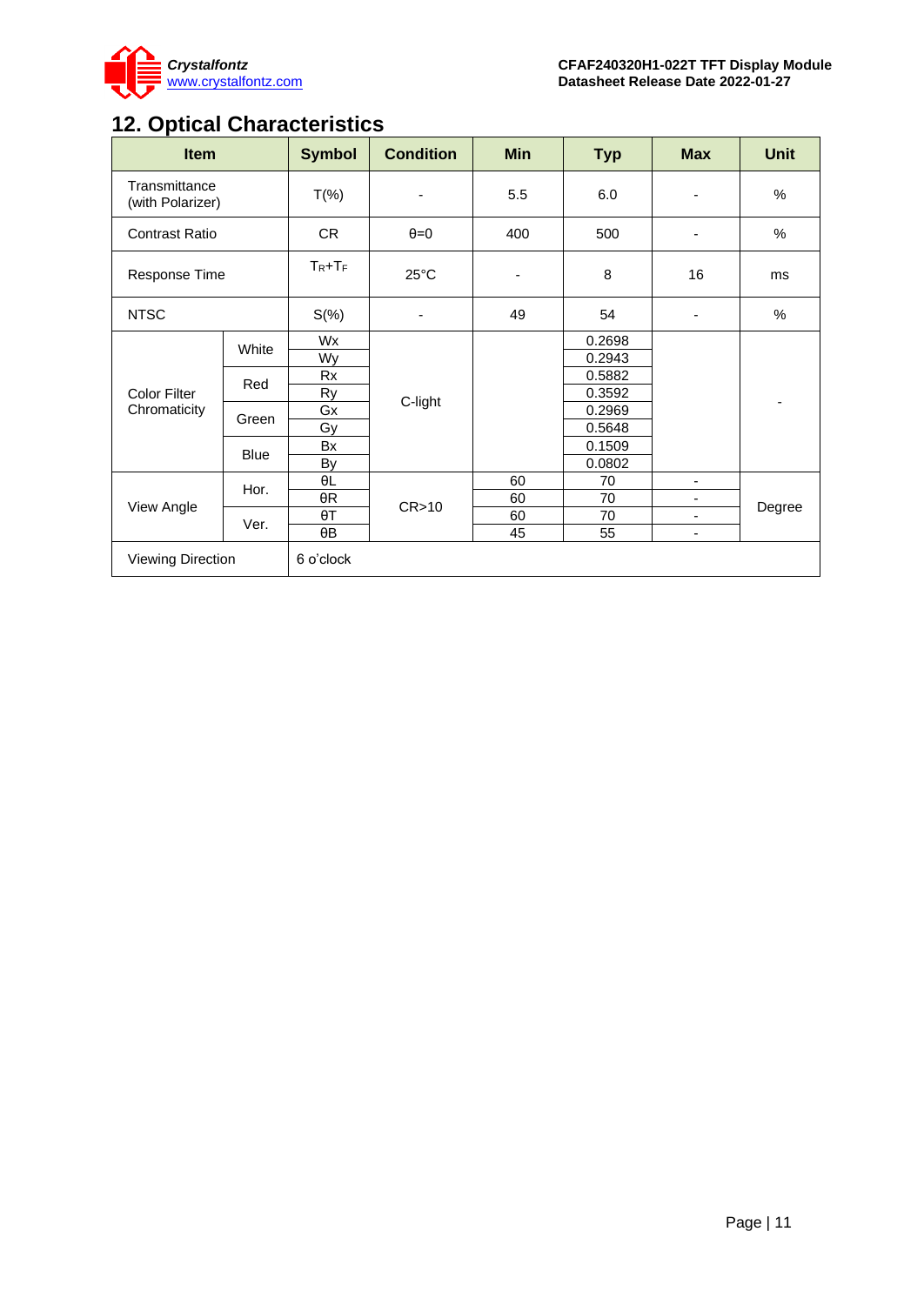## 12. Optical Characteristics

| Item | | Symbol | Condition | Min | Typ | Max | Unit |
|---|---|---|---|---|---|---|---|
| Transmittance (with Polarizer) | | T(%) | - | 5.5 | 6.0 | - | % |
| Contrast Ratio | | CR | θ=0 | 400 | 500 | - | % |
| Response Time | | $T_R$+$T_F$ | 25°C | - | 8 | 16 | ms |
| NTSC | | S(%) | - | 49 | 54 | - | % |
| Color Filter Chromaticity | White | Wx | C-light | | 0.2698 | | - |
| | | Wy | | | 0.2943 | | |
| | Red | Rx | | | 0.5882 | | |
| | | Ry | | | 0.3592 | | |
| | Green | Gx | | | 0.2969 | | |
| | | Gy | | | 0.5648 | | |
| | Blue | Bx | | | 0.1509 | | |
| | | By | | | 0.0802 | | |
| View Angle | Hor. | θL | CR>10 | 60 | 70 | - | Degree |
| | | θR | | 60 | 70 | - | |
| | Ver. | θT | | 60 | 70 | - | |
| | | θB | | 45 | 55 | - | |
| Viewing Direction | | 6 o'clock | | | | | |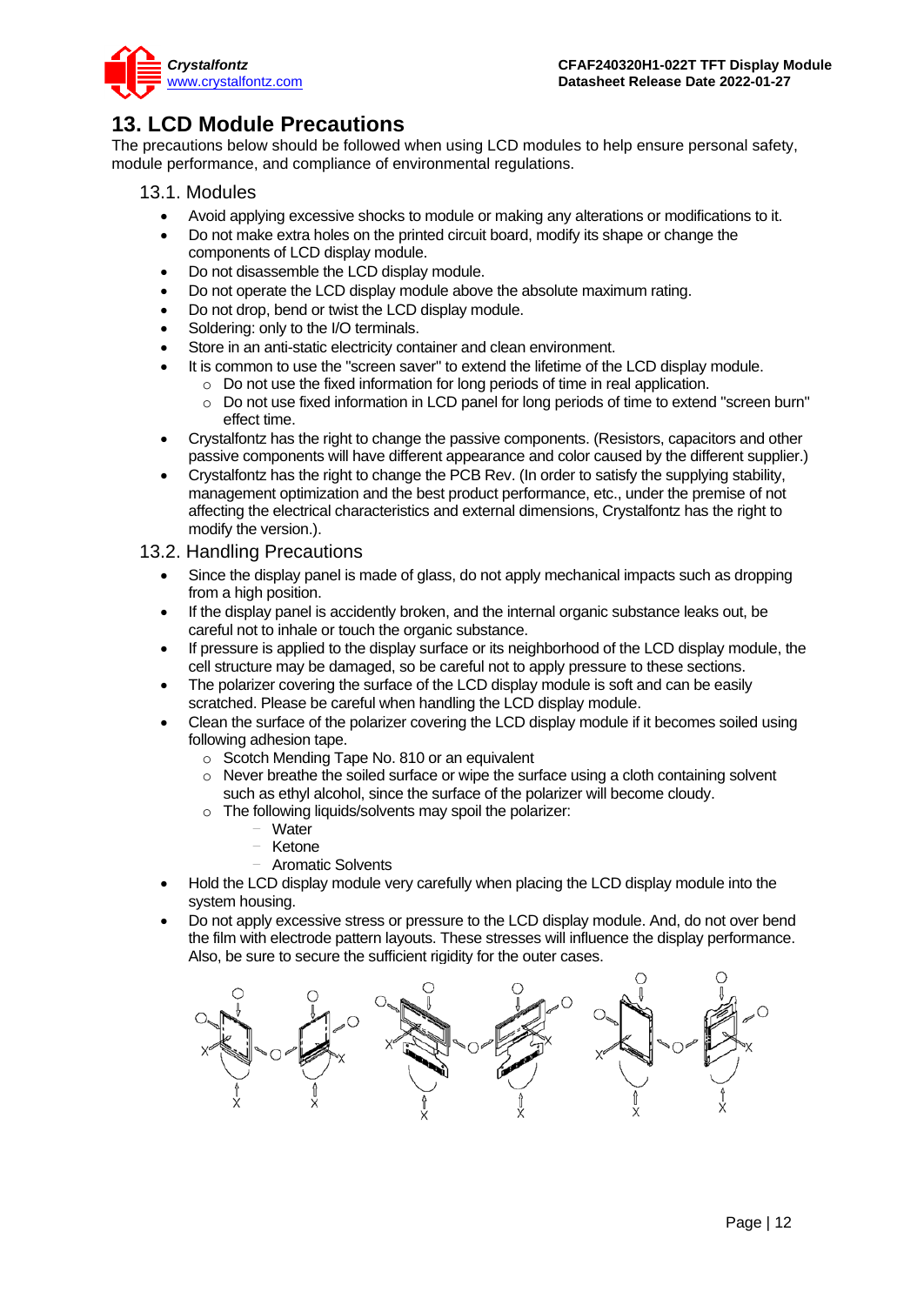# 13. LCD Module Precautions

The precautions below should be followed when using LCD modules to help ensure personal safety, module performance, and compliance of environmental regulations.

## 13.1. Modules

- Avoid applying excessive shocks to module or making any alterations or modifications to it.
- Do not make extra holes on the printed circuit board, modify its shape or change the components of LCD display module.
- Do not disassemble the LCD display module.
- Do not operate the LCD display module above the absolute maximum rating.
- Do not drop, bend or twist the LCD display module.
- Soldering: only to the I/O terminals.
- Store in an anti-static electricity container and clean environment.
- It is common to use the "screen saver" to extend the lifetime of the LCD display module.
  - Do not use the fixed information for long periods of time in real application.
  - Do not use fixed information in LCD panel for long periods of time to extend "screen burn" effect time.
- Crystalfontz has the right to change the passive components. (Resistors, capacitors and other passive components will have different appearance and color caused by the different supplier.)
- Crystalfontz has the right to change the PCB Rev. (In order to satisfy the supplying stability, management optimization and the best product performance, etc., under the premise of not affecting the electrical characteristics and external dimensions, Crystalfontz has the right to modify the version.).

## 13.2. Handling Precautions

- Since the display panel is made of glass, do not apply mechanical impacts such as dropping from a high position.
- If the display panel is accidently broken, and the internal organic substance leaks out, be careful not to inhale or touch the organic substance.
- If pressure is applied to the display surface or its neighborhood of the LCD display module, the cell structure may be damaged, so be careful not to apply pressure to these sections.
- The polarizer covering the surface of the LCD display module is soft and can be easily scratched. Please be careful when handling the LCD display module.
- Clean the surface of the polarizer covering the LCD display module if it becomes soiled using following adhesion tape.
  - Scotch Mending Tape No. 810 or an equivalent
  - Never breathe the soiled surface or wipe the surface using a cloth containing solvent such as ethyl alcohol, since the surface of the polarizer will become cloudy.
  - The following liquids/solvents may spoil the polarizer:
    - Water
    - Ketone
    - Aromatic Solvents
- Hold the LCD display module very carefully when placing the LCD display module into the system housing.
- Do not apply excessive stress or pressure to the LCD display module. And, do not over bend the film with electrode pattern layouts. These stresses will influence the display performance. Also, be sure to secure the sufficient rigidity for the outer cases.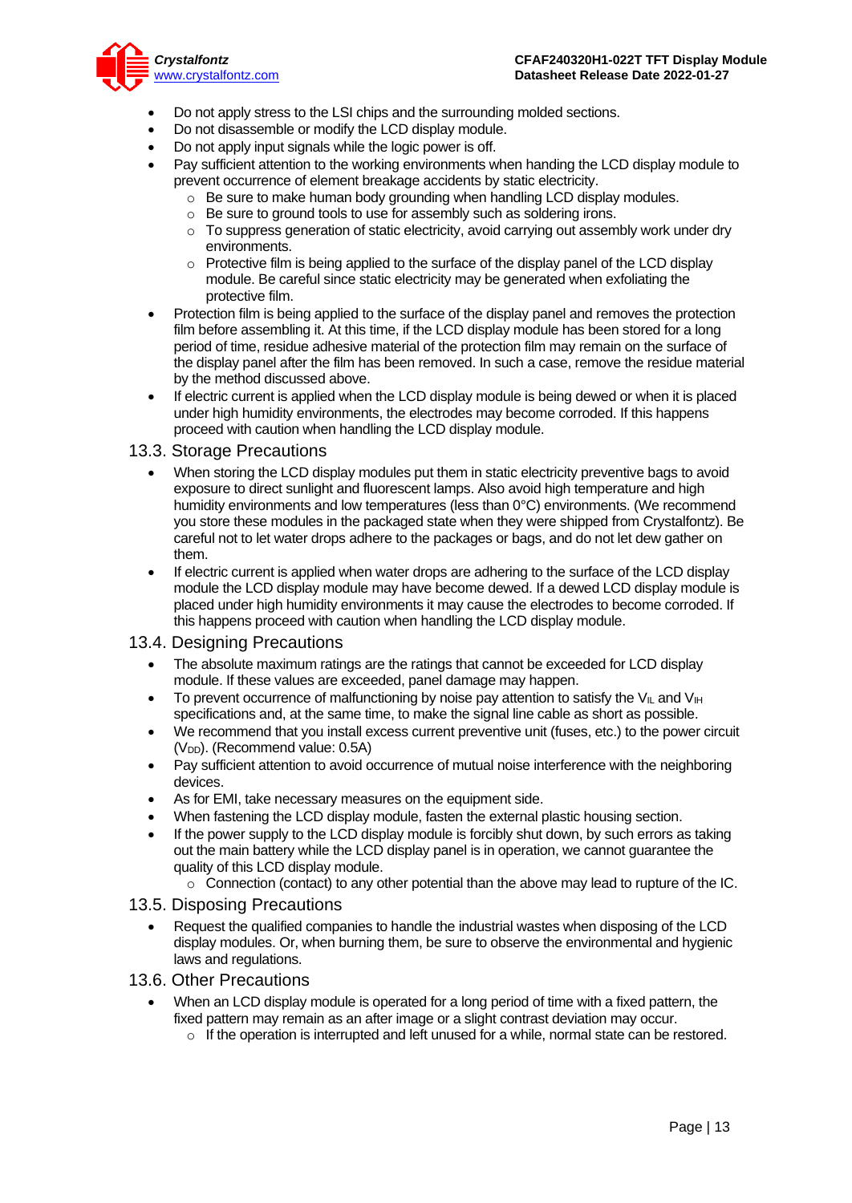- Do not apply stress to the LSI chips and the surrounding molded sections.
- Do not disassemble or modify the LCD display module.
- Do not apply input signals while the logic power is off.
- Pay sufficient attention to the working environments when handing the LCD display module to prevent occurrence of element breakage accidents by static electricity.
  - Be sure to make human body grounding when handling LCD display modules.
  - Be sure to ground tools to use for assembly such as soldering irons.
  - To suppress generation of static electricity, avoid carrying out assembly work under dry environments.
  - Protective film is being applied to the surface of the display panel of the LCD display module. Be careful since static electricity may be generated when exfoliating the protective film.
- Protection film is being applied to the surface of the display panel and removes the protection film before assembling it. At this time, if the LCD display module has been stored for a long period of time, residue adhesive material of the protection film may remain on the surface of the display panel after the film has been removed. In such a case, remove the residue material by the method discussed above.
- If electric current is applied when the LCD display module is being dewed or when it is placed under high humidity environments, the electrodes may become corroded. If this happens proceed with caution when handling the LCD display module.

## 13.3. Storage Precautions

- When storing the LCD display modules put them in static electricity preventive bags to avoid exposure to direct sunlight and fluorescent lamps. Also avoid high temperature and high humidity environments and low temperatures (less than 0°C) environments. (We recommend you store these modules in the packaged state when they were shipped from Crystalfontz). Be careful not to let water drops adhere to the packages or bags, and do not let dew gather on them.
- If electric current is applied when water drops are adhering to the surface of the LCD display module the LCD display module may have become dewed. If a dewed LCD display module is placed under high humidity environments it may cause the electrodes to become corroded. If this happens proceed with caution when handling the LCD display module.

## 13.4. Designing Precautions

- The absolute maximum ratings are the ratings that cannot be exceeded for LCD display module. If these values are exceeded, panel damage may happen.
- To prevent occurrence of malfunctioning by noise pay attention to satisfy the $V_{IL}$ and $V_{IH}$ specifications and, at the same time, to make the signal line cable as short as possible.
- We recommend that you install excess current preventive unit (fuses, etc.) to the power circuit ($V_{DD}$). (Recommend value: 0.5A)
- Pay sufficient attention to avoid occurrence of mutual noise interference with the neighboring devices.
- As for EMI, take necessary measures on the equipment side.
- When fastening the LCD display module, fasten the external plastic housing section.
- If the power supply to the LCD display module is forcibly shut down, by such errors as taking out the main battery while the LCD display panel is in operation, we cannot guarantee the quality of this LCD display module.
  - Connection (contact) to any other potential than the above may lead to rupture of the IC.

## 13.5. Disposing Precautions

- Request the qualified companies to handle the industrial wastes when disposing of the LCD display modules. Or, when burning them, be sure to observe the environmental and hygienic laws and regulations.

## 13.6. Other Precautions

- When an LCD display module is operated for a long period of time with a fixed pattern, the fixed pattern may remain as an after image or a slight contrast deviation may occur.
  - If the operation is interrupted and left unused for a while, normal state can be restored.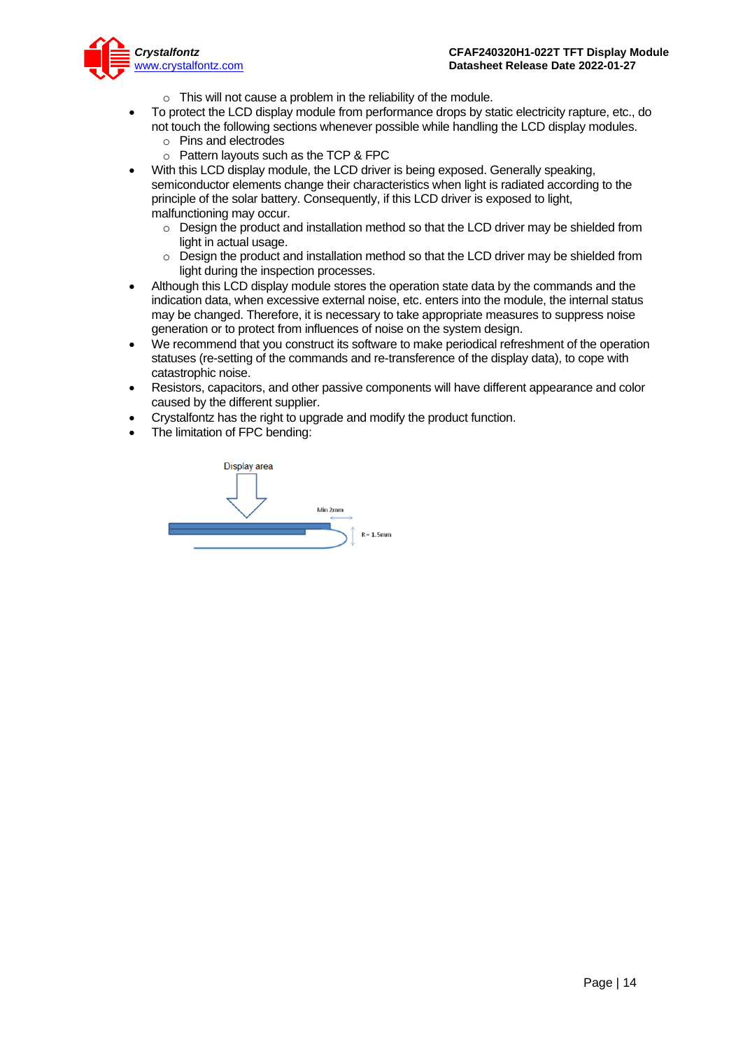- This will not cause a problem in the reliability of the module.
- To protect the LCD display module from performance drops by static electricity rapture, etc., do not touch the following sections whenever possible while handling the LCD display modules.
  - Pins and electrodes
  - Pattern layouts such as the TCP & FPC
- With this LCD display module, the LCD driver is being exposed. Generally speaking, semiconductor elements change their characteristics when light is radiated according to the principle of the solar battery. Consequently, if this LCD driver is exposed to light, malfunctioning may occur.
  - Design the product and installation method so that the LCD driver may be shielded from light in actual usage.
  - Design the product and installation method so that the LCD driver may be shielded from light during the inspection processes.
- Although this LCD display module stores the operation state data by the commands and the indication data, when excessive external noise, etc. enters into the module, the internal status may be changed. Therefore, it is necessary to take appropriate measures to suppress noise generation or to protect from influences of noise on the system design.
- We recommend that you construct its software to make periodical refreshment of the operation statuses (re-setting of the commands and re-transference of the display data), to cope with catastrophic noise.
- Resistors, capacitors, and other passive components will have different appearance and color caused by the different supplier.
- Crystalfontz has the right to upgrade and modify the product function.
- The limitation of FPC bending:

Display area

Min 2mm

R= 1.5mm